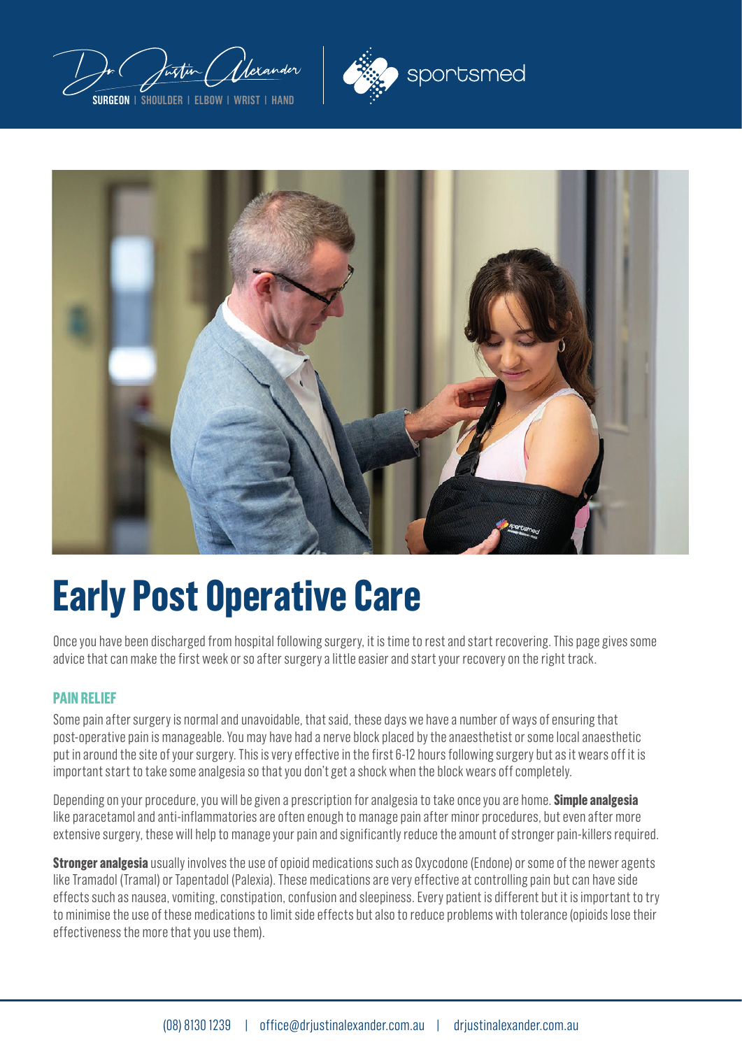Dr Justin Alexander

SURGEON | SHOULDER | ELBOW | WRIST | HAND

sportsmed

# Early Post Operative Care

Once you have been discharged from hospital following surgery, it is time to rest and start recovering. This page gives some advice that can make the first week or so after surgery a little easier and start your recovery on the right track.

## PAIN RELIEF

Some pain after surgery is normal and unavoidable, that said, these days we have a number of ways of ensuring that post-operative pain is manageable. You may have had a nerve block placed by the anaesthetist or some local anaesthetic put in around the site of your surgery. This is very effective in the first 6-12 hours following surgery but as it wears off it is important start to take some analgesia so that you don't get a shock when the block wears off completely.

Depending on your procedure, you will be given a prescription for analgesia to take once you are home. **Simple analgesia** like paracetamol and anti-inflammatories are often enough to manage pain after minor procedures, but even after more extensive surgery, these will help to manage your pain and significantly reduce the amount of stronger pain-killers required.

**Stronger analgesia** usually involves the use of opioid medications such as Oxycodone (Endone) or some of the newer agents like Tramadol (Tramal) or Tapentadol (Palexia). These medications are very effective at controlling pain but can have side effects such as nausea, vomiting, constipation, confusion and sleepiness. Every patient is different but it is important to try to minimise the use of these medications to limit side effects but also to reduce problems with tolerance (opioids lose their effectiveness the more that you use them).

(08) 8130 1239 | office@drjustinalexander.com.au | drjustinalexander.com.au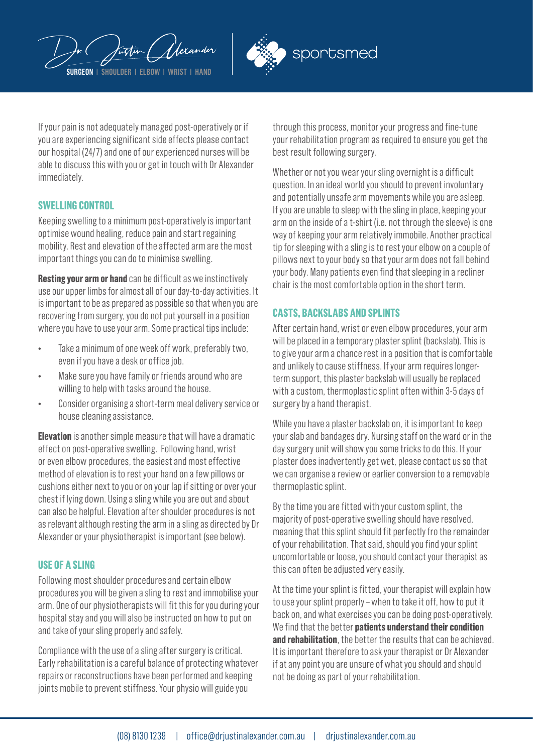If your pain is not adequately managed post-operatively or if you are experiencing significant side effects please contact our hospital (24/7) and one of our experienced nurses will be able to discuss this with you or get in touch with Dr Alexander immediately.

## SWELLING CONTROL

Keeping swelling to a minimum post-operatively is important optimise wound healing, reduce pain and start regaining mobility. Rest and elevation of the affected arm are the most important things you can do to minimise swelling.

**Resting your arm or hand** can be difficult as we instinctively use our upper limbs for almost all of our day-to-day activities. It is important to be as prepared as possible so that when you are recovering from surgery, you do not put yourself in a position where you have to use your arm. Some practical tips include:

- Take a minimum of one week off work, preferably two, even if you have a desk or office job.
- Make sure you have family or friends around who are willing to help with tasks around the house.
- Consider organising a short-term meal delivery service or house cleaning assistance.

**Elevation** is another simple measure that will have a dramatic effect on post-operative swelling. Following hand, wrist or even elbow procedures, the easiest and most effective method of elevation is to rest your hand on a few pillows or cushions either next to you or on your lap if sitting or over your chest if lying down. Using a sling while you are out and about can also be helpful. Elevation after shoulder procedures is not as relevant although resting the arm in a sling as directed by Dr Alexander or your physiotherapist is important (see below).

## USE OF A SLING

Following most shoulder procedures and certain elbow procedures you will be given a sling to rest and immobilise your arm. One of our physiotherapists will fit this for you during your hospital stay and you will also be instructed on how to put on and take of your sling properly and safely.

Compliance with the use of a sling after surgery is critical. Early rehabilitation is a careful balance of protecting whatever repairs or reconstructions have been performed and keeping joints mobile to prevent stiffness. Your physio will guide you through this process, monitor your progress and fine-tune your rehabilitation program as required to ensure you get the best result following surgery.

Whether or not you wear your sling overnight is a difficult question. In an ideal world you should to prevent involuntary and potentially unsafe arm movements while you are asleep. If you are unable to sleep with the sling in place, keeping your arm on the inside of a t-shirt (i.e. not through the sleeve) is one way of keeping your arm relatively immobile. Another practical tip for sleeping with a sling is to rest your elbow on a couple of pillows next to your body so that your arm does not fall behind your body. Many patients even find that sleeping in a recliner chair is the most comfortable option in the short term.

## CASTS, BACKSLABS AND SPLINTS

After certain hand, wrist or even elbow procedures, your arm will be placed in a temporary plaster splint (backslab). This is to give your arm a chance rest in a position that is comfortable and unlikely to cause stiffness. If your arm requires longer-term support, this plaster backslab will usually be replaced with a custom, thermoplastic splint often within 3-5 days of surgery by a hand therapist.

While you have a plaster backslab on, it is important to keep your slab and bandages dry. Nursing staff on the ward or in the day surgery unit will show you some tricks to do this. If your plaster does inadvertently get wet, please contact us so that we can organise a review or earlier conversion to a removable thermoplastic splint.

By the time you are fitted with your custom splint, the majority of post-operative swelling should have resolved, meaning that this splint should fit perfectly fro the remainder of your rehabilitation. That said, should you find your splint uncomfortable or loose, you should contact your therapist as this can often be adjusted very easily.

At the time your splint is fitted, your therapist will explain how to use your splint properly – when to take it off, how to put it back on, and what exercises you can be doing post-operatively. We find that the better **patients understand their condition and rehabilitation**, the better the results that can be achieved. It is important therefore to ask your therapist or Dr Alexander if at any point you are unsure of what you should and should not be doing as part of your rehabilitation.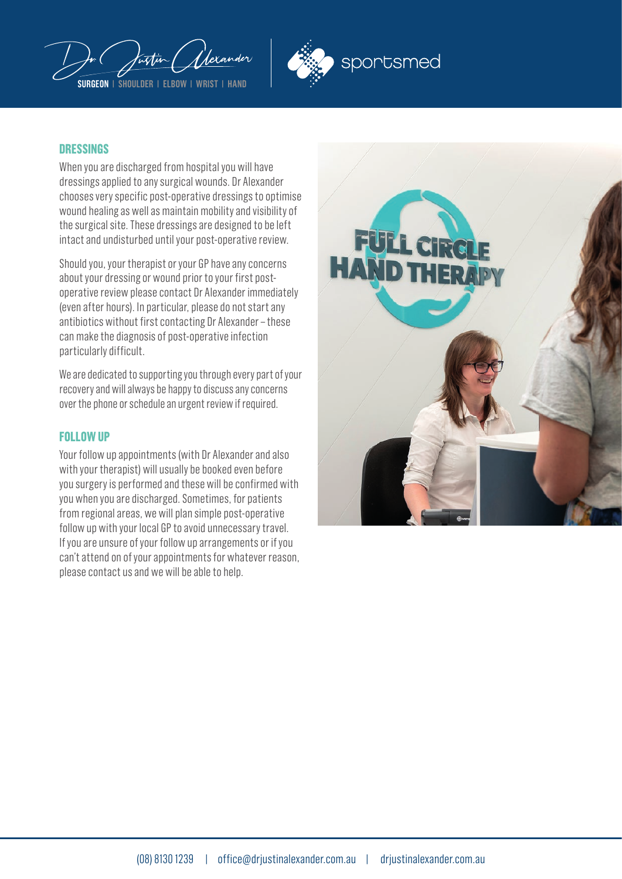## DRESSINGS

When you are discharged from hospital you will have dressings applied to any surgical wounds. Dr Alexander chooses very specific post-operative dressings to optimise wound healing as well as maintain mobility and visibility of the surgical site. These dressings are designed to be left intact and undisturbed until your post-operative review.

Should you, your therapist or your GP have any concerns about your dressing or wound prior to your first post-operative review please contact Dr Alexander immediately (even after hours). In particular, please do not start any antibiotics without first contacting Dr Alexander – these can make the diagnosis of post-operative infection particularly difficult.

We are dedicated to supporting you through every part of your recovery and will always be happy to discuss any concerns over the phone or schedule an urgent review if required.

## FOLLOW UP

Your follow up appointments (with Dr Alexander and also with your therapist) will usually be booked even before you surgery is performed and these will be confirmed with you when you are discharged. Sometimes, for patients from regional areas, we will plan simple post-operative follow up with your local GP to avoid unnecessary travel. If you are unsure of your follow up arrangements or if you can't attend on of your appointments for whatever reason, please contact us and we will be able to help.